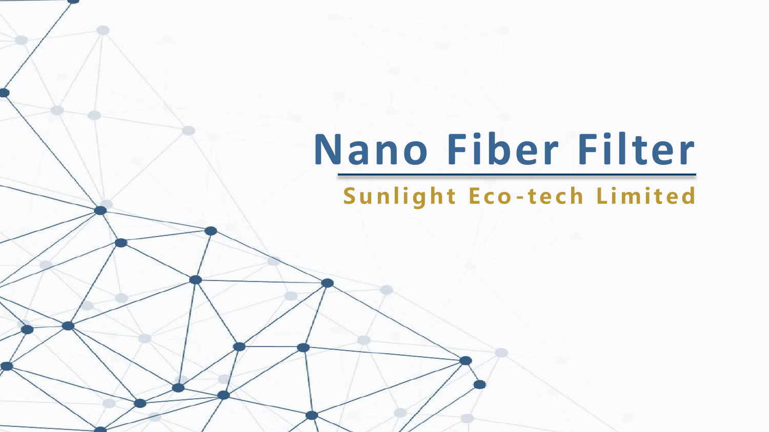# Nano Fiber Filter

**Sunlight Eco-tech Limited**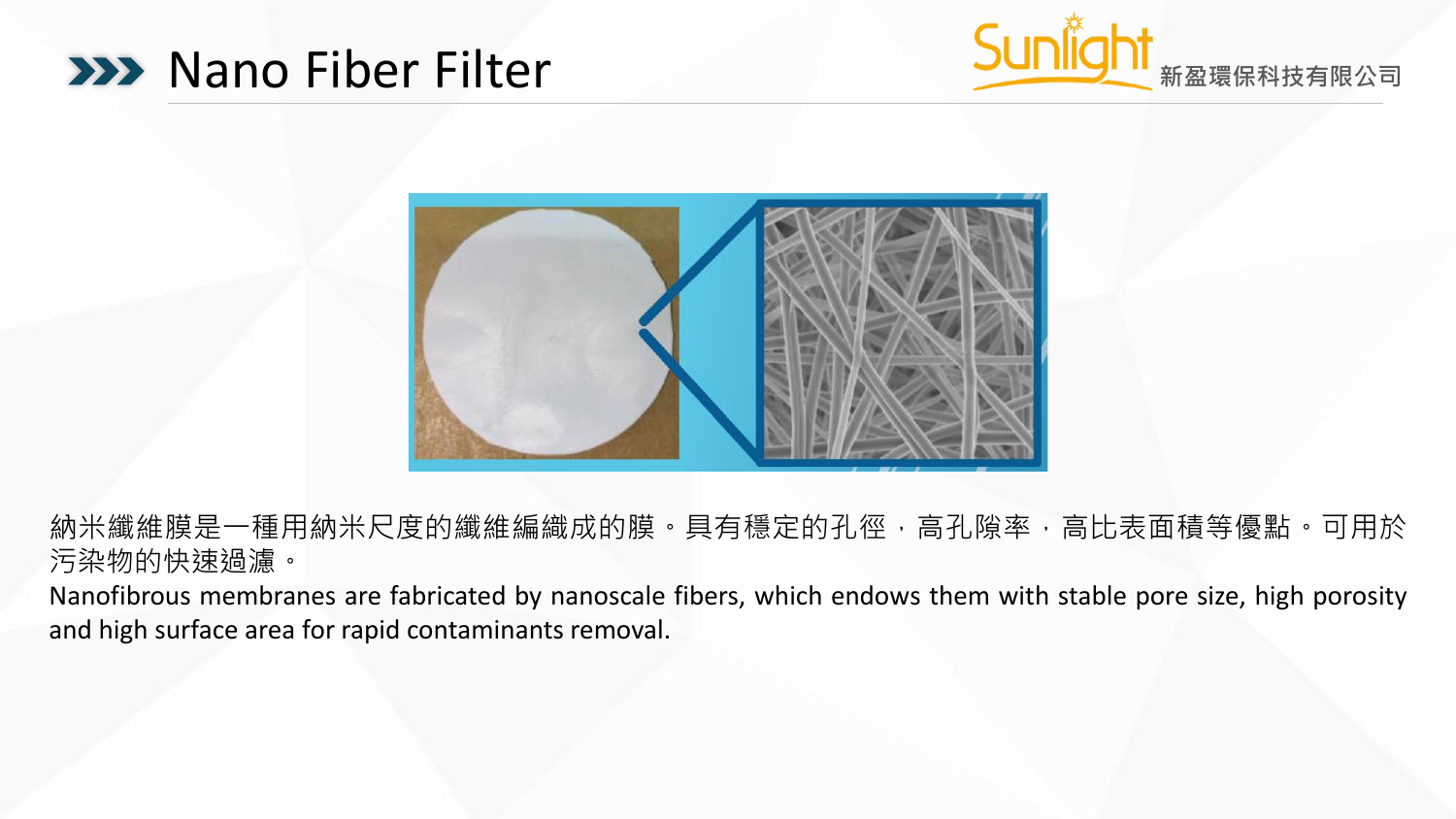# Nano Fiber Filter

納米纖維膜是一種用納米尺度的纖維編織成的膜。具有穩定的孔徑，高孔隙率，高比表面積等優點。可用於污染物的快速過濾。

Nanofibrous membranes are fabricated by nanoscale fibers, which endows them with stable pore size, high porosity and high surface area for rapid contaminants removal.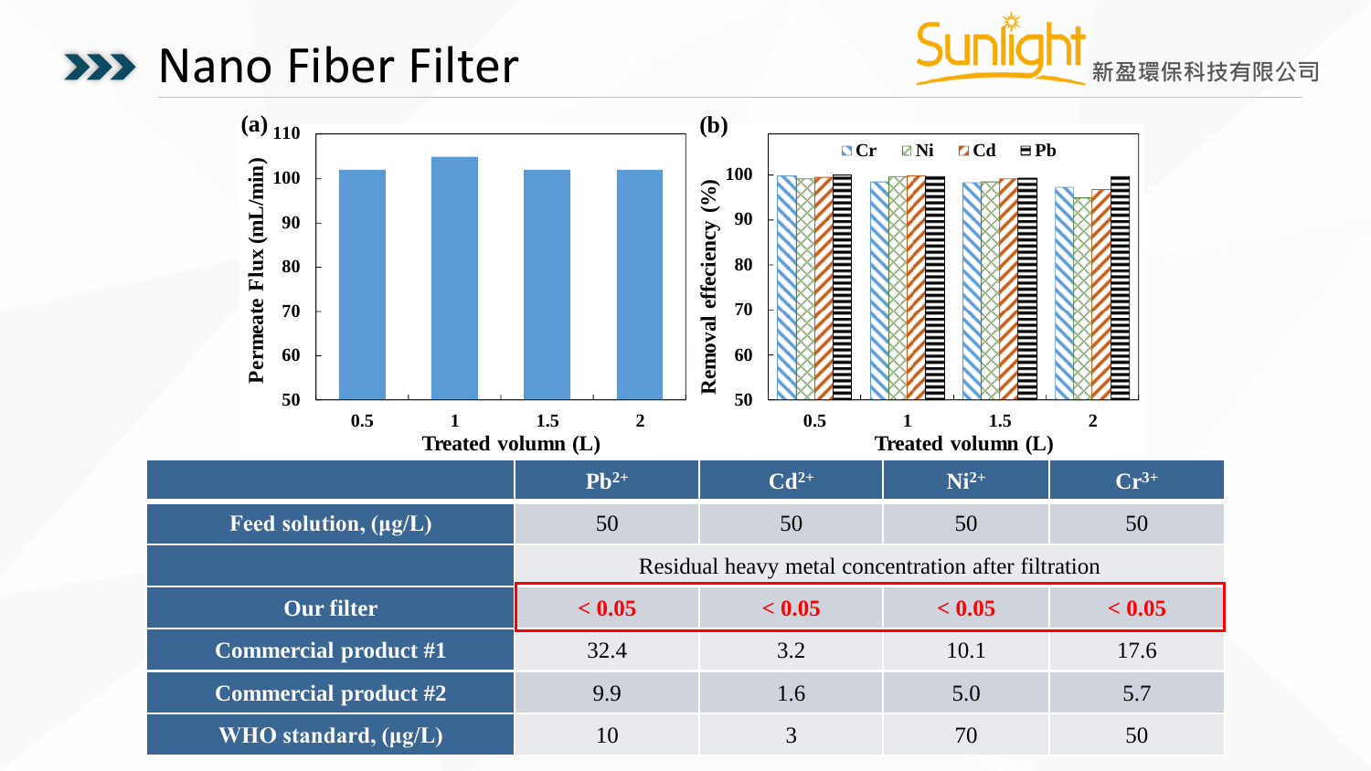# Nano Fiber Filter

Sunlight 新盈環保科技有限公司

(a) Permeate Flux (mL/min) vs. Treated volumn (L)

(b) Removal effeciency (%) vs. Treated volumn (L) — Cr, Ni, Cd, Pb

| | $Pb^{2+}$ | $Cd^{2+}$ | $Ni^{2+}$ | $Cr^{3+}$ |
|---|---|---|---|---|
| **Feed solution, (μg/L)** | 50 | 50 | 50 | 50 |
| | Residual heavy metal concentration after filtration | | | |
| **Our filter** | **< 0.05** | **< 0.05** | **< 0.05** | **< 0.05** |
| **Commercial product #1** | 32.4 | 3.2 | 10.1 | 17.6 |
| **Commercial product #2** | 9.9 | 1.6 | 5.0 | 5.7 |
| **WHO standard, (μg/L)** | 10 | 3 | 70 | 50 |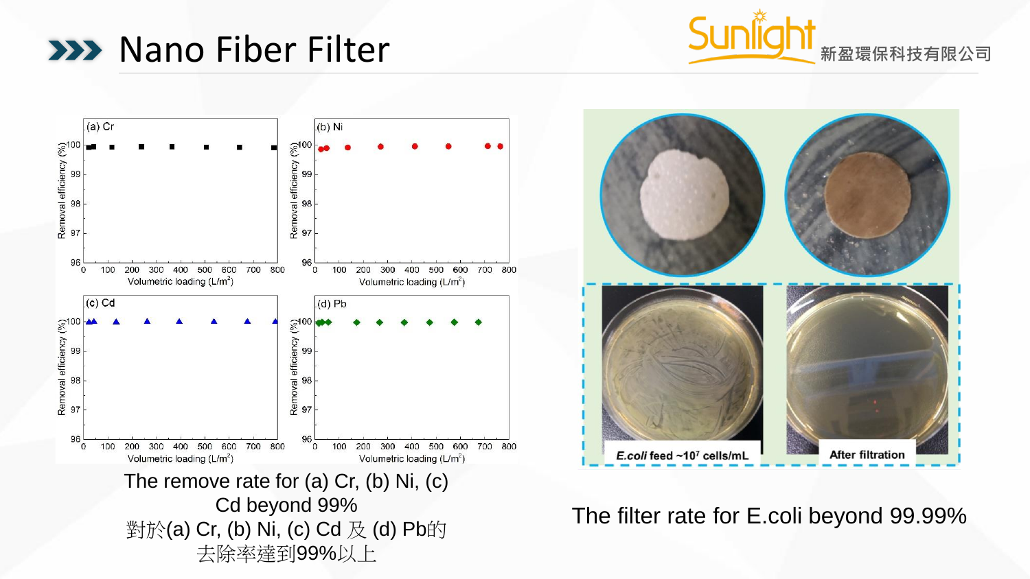# Nano Fiber Filter

Sunlight 新盈環保科技有限公司

The remove rate for (a) Cr, (b) Ni, (c) Cd beyond 99%

對於(a) Cr, (b) Ni, (c) Cd 及 (d) Pb的去除率達到99%以上

The filter rate for E.coli beyond 99.99%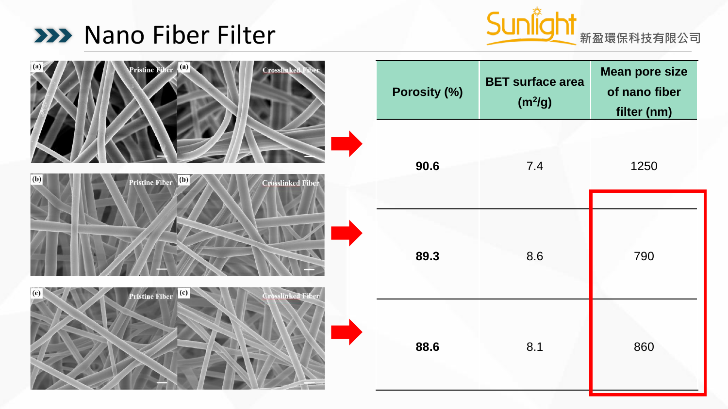# Nano Fiber Filter

Sunlight 新盈環保科技有限公司

| Porosity (%) | BET surface area ($m^2/g$) | Mean pose size of nano fiber filter (nm) |
|---|---|---|
| **90.6** | 7.4 | 1250 |
| **89.3** | 8.6 | 790 |
| **88.6** | 8.1 | 860 |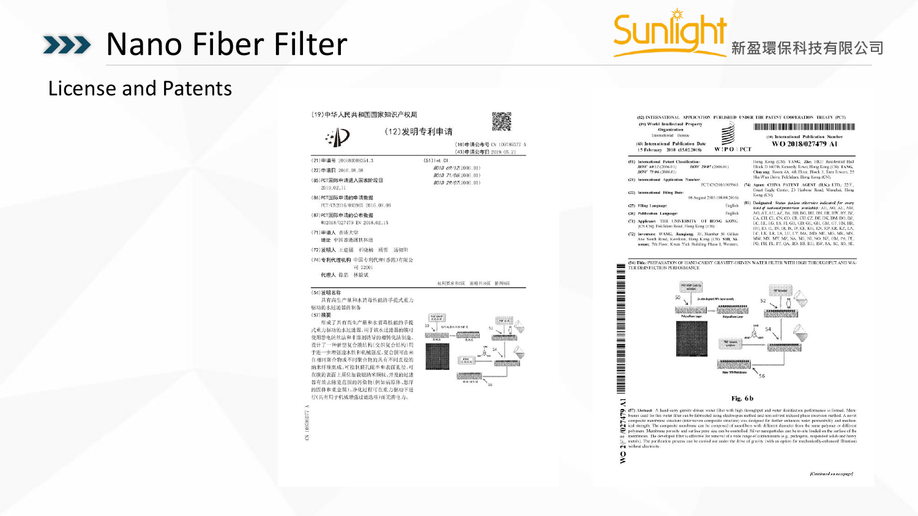# Nano Fiber Filter

Sunlight 新盈環保科技有限公司

## License and Patents

(19)中华人民共和国国家知识产权局

(12)发明专利申请

(10)申请公布号 CN 109789377 A
(43)申请公布日 2019.05.21

(21)申请号 201680088354.3

(22)申请日 2016.08.08

(85)PCT国际申请进入国家阶段日 2019.02.11

(86)PCT国际申请的申请数据 PCT/CN2016/093965 2016.08.08

(87)PCT国际申请的公布数据 WO2018/027479 EN 2018.02.15

(71)申请人 香港大学
地址 中国香港薄扶林道

(72)发明人 王建强 石晓楠 杨哲 汤知利

(74)专利代理机构 中国专利代理(香港)有限公司 72001
代理人 徐晶 林毅斌

(51)Int.Cl.
B01D 69/12(2006.01)
B01D 71/06(2006.01)
B01D 29/07(2006.01)

权利要求书2页 说明书10页 附图6页

(54)发明名称
具有高生产量和水消毒性能的手提式重力驱动的水过滤器的制备

(57)摘要
形成了具有高生产量和水消毒性能的手提式重力驱动的水过滤器。用于该水过滤器的膜可使用静电纺丝法和非溶剂诱导的相转化法制造。设计了一种新型复合膜结构(交织复合结构)用于进一步增强透水性和机械强度。复合膜可由来自相同聚合物或不同聚合物的具有不同直径的纳米纤维组成。可控制膜孔隙率和表面孔径。可在膜的表面上原位负载银纳米颗粒。开发的过滤器有效去除宽范围的污染物(例如病原体、悬浮的固体和重金属)。净化过程可在重力驱动下进行(具有用于机械增强过滤选项)而无需电力。

(12) INTERNATIONAL APPLICATION PUBLISHED UNDER THE PATENT COOPERATION TREATY (PCT)

(19) World Intellectual Property Organization
International Bureau

(43) International Publication Date
15 February 2018 (15.02.2018)

(10) International Publication Number
WO 2018/027479 A1

(51) International Patent Classification: B01D 69/12 (2006.01) B01D 29/07 (2006.01) B01D 71/06 (2006.01)

(21) International Application Number: PCT/CN2016/093965

(22) International Filing Date: 08 August 2016 (08.08.2016)

(25) Filing Language: English

(26) Publication Language: English

(71) Applicant: THE UNIVERSITY OF HONG KONG [CN/CN]; Pokfulam Road, Hong Kong (CN).

(72) Inventors: WANG, Jianqiang; 3F, Number 50 Gillies Ave South Road, Kowloon, Hong Kong (CN). SHI, Xiaonan; 7th Floor, Kwan Yick Building Phase I, Western, Hong Kong (CN). YANG, Zhe; HKU Residential Hall Block D 1407B, Kennedy Town, Hong Kong (CN). TANG, Chuyang; Room 4A, 4th Floor, Block 3, Tam Towers, 25 Sha Wan Drive, Pokfulam, Hong Kong (CN).

(74) Agent: CHINA PATENT AGENT (H.K.) LTD.; 22/F., Great Eagle Center, 23 Harbour Road, Wanchai, Hong Kong (CN).

(81) Designated States (unless otherwise indicated, for every kind of national protection available): AE, AG, AL, AM, AO, AT, AU, AZ, BA, BB, BG, BH, BN, BR, BW, BY, BZ, CA, CH, CL, CN, CO, CR, CU, CZ, DE, DK, DM, DO, DZ, EC, EE, EG, ES, FI, GB, GD, GE, GH, GM, GT, HN, HR, HU, ID, IL, IN, IR, IS, JP, KE, KG, KN, KP, KR, KZ, LA, LC, LK, LR, LS, LU, LY, MA, MD, ME, MG, MK, MN, MW, MX, MY, MZ, NA, NG, NI, NO, NZ, OM, PA, PE, PG, PH, PL, PT, QA, RO, RS, RU, RW, SA, SC, SD, SE,

(54) Title: PREPARATION OF HAND-CARRY GRAVITY-DRIVEN WATER FILTER WITH HIGH THROUGHPUT AND WATER DISINFECTION PERFORMANCE

Fig. 6b

(57) Abstract: A hand-carry gravity-driven water filter with high throughput and water distribution performance is formed. Membranes used for this water filter can be fabricated using electrospun method and non-solvent induced phase inversion method. A novel composite membrane structure (interwoven composite structure) was designed for further enhances water permeability and mechanical strength. The composite membrane can be composed of nanofibers with different diameter from the same polymer or different polymers. Membrane porosity and surface pore size can be controlled. Silver nanoparticles can be in-situ loaded on the surface of the membranes. The developed filter is effective for removal of a wide range of contaminants (e.g. pathogens, suspended solids and heavy metals). The purification process can be carried out under the drive of gravity (with an option for mechanically-enhanced filtration) without electricity.

[Continued on next page]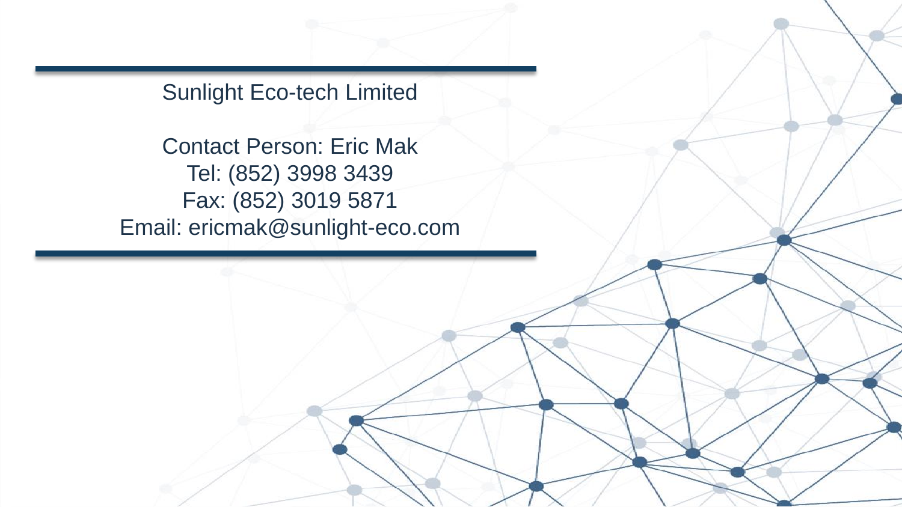Sunlight Eco-tech Limited

Contact Person: Eric Mak
Tel: (852) 3998 3439
Fax: (852) 3019 5871
Email: ericmak@sunlight-eco.com